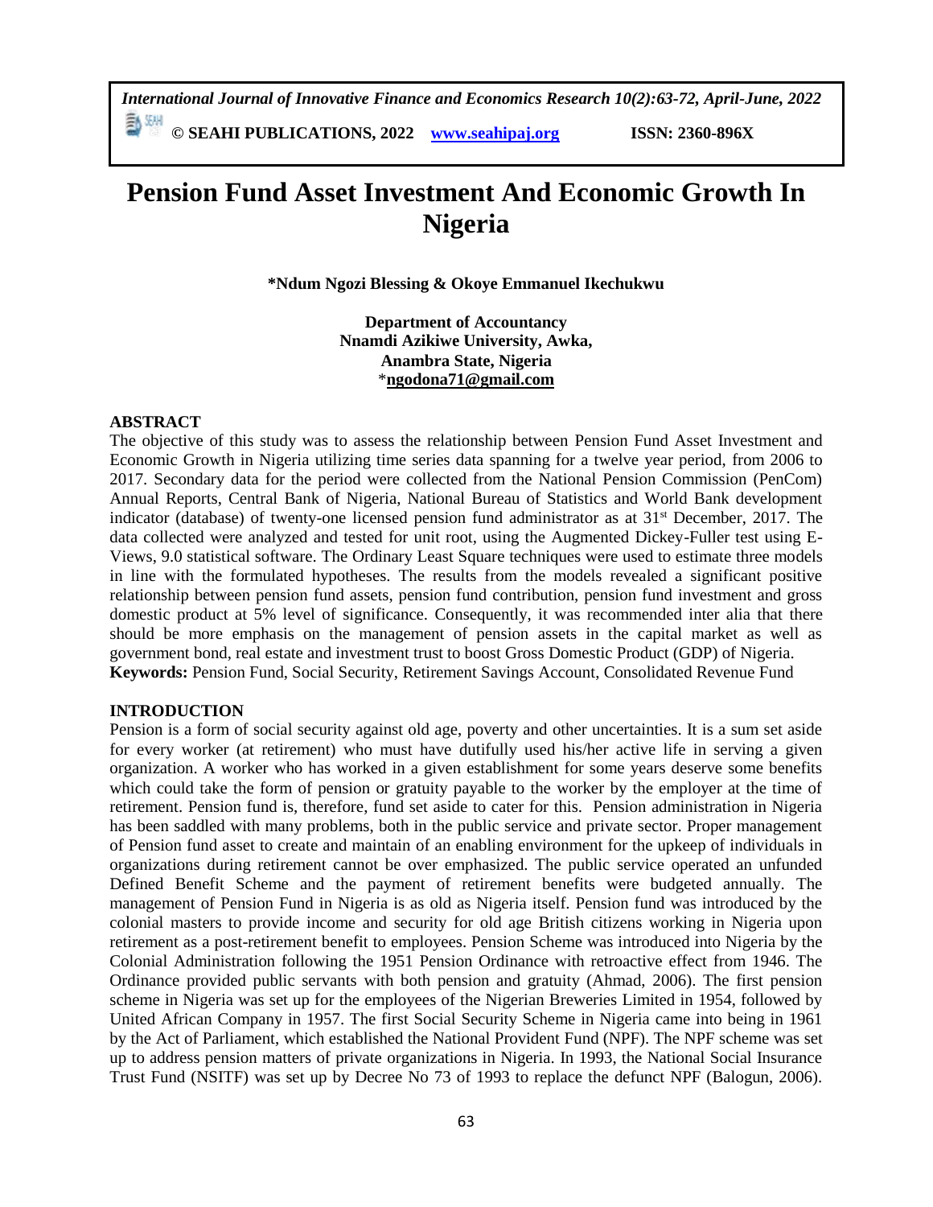# Pension Fund Asset Investment And Economic Growth In Nigeria

**\*Ndum Ngozi Blessing & Okoye Emmanuel Ikechukwu**

**Department of Accountancy**
**Nnamdi Azikiwe University, Awka,**
**Anambra State, Nigeria**
\***ngodona71@gmail.com**

## ABSTRACT

The objective of this study was to assess the relationship between Pension Fund Asset Investment and Economic Growth in Nigeria utilizing time series data spanning for a twelve year period, from 2006 to 2017. Secondary data for the period were collected from the National Pension Commission (PenCom) Annual Reports, Central Bank of Nigeria, National Bureau of Statistics and World Bank development indicator (database) of twenty-one licensed pension fund administrator as at 31st December, 2017. The data collected were analyzed and tested for unit root, using the Augmented Dickey-Fuller test using E-Views, 9.0 statistical software. The Ordinary Least Square techniques were used to estimate three models in line with the formulated hypotheses. The results from the models revealed a significant positive relationship between pension fund assets, pension fund contribution, pension fund investment and gross domestic product at 5% level of significance. Consequently, it was recommended inter alia that there should be more emphasis on the management of pension assets in the capital market as well as government bond, real estate and investment trust to boost Gross Domestic Product (GDP) of Nigeria.

**Keywords:** Pension Fund, Social Security, Retirement Savings Account, Consolidated Revenue Fund

## INTRODUCTION

Pension is a form of social security against old age, poverty and other uncertainties. It is a sum set aside for every worker (at retirement) who must have dutifully used his/her active life in serving a given organization. A worker who has worked in a given establishment for some years deserve some benefits which could take the form of pension or gratuity payable to the worker by the employer at the time of retirement. Pension fund is, therefore, fund set aside to cater for this. Pension administration in Nigeria has been saddled with many problems, both in the public service and private sector. Proper management of Pension fund asset to create and maintain of an enabling environment for the upkeep of individuals in organizations during retirement cannot be over emphasized. The public service operated an unfunded Defined Benefit Scheme and the payment of retirement benefits were budgeted annually. The management of Pension Fund in Nigeria is as old as Nigeria itself. Pension fund was introduced by the colonial masters to provide income and security for old age British citizens working in Nigeria upon retirement as a post-retirement benefit to employees. Pension Scheme was introduced into Nigeria by the Colonial Administration following the 1951 Pension Ordinance with retroactive effect from 1946. The Ordinance provided public servants with both pension and gratuity (Ahmad, 2006). The first pension scheme in Nigeria was set up for the employees of the Nigerian Breweries Limited in 1954, followed by United African Company in 1957. The first Social Security Scheme in Nigeria came into being in 1961 by the Act of Parliament, which established the National Provident Fund (NPF). The NPF scheme was set up to address pension matters of private organizations in Nigeria. In 1993, the National Social Insurance Trust Fund (NSITF) was set up by Decree No 73 of 1993 to replace the defunct NPF (Balogun, 2006).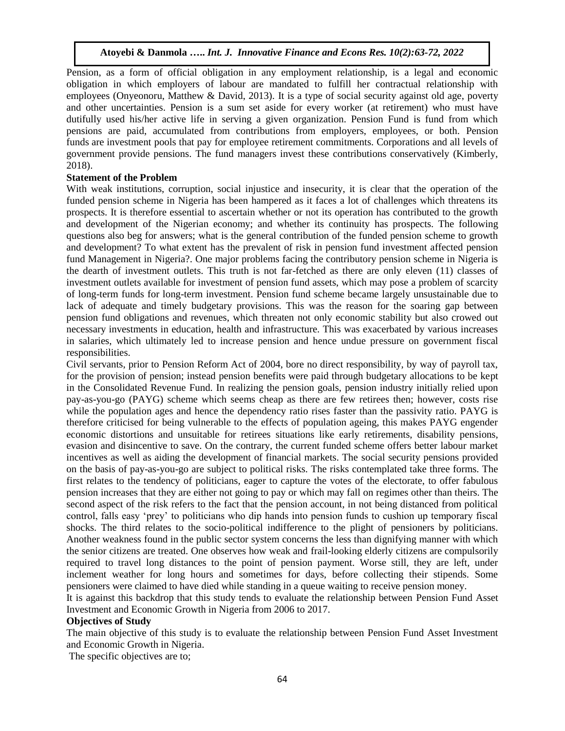Pension, as a form of official obligation in any employment relationship, is a legal and economic obligation in which employers of labour are mandated to fulfill her contractual relationship with employees (Onyeonoru, Matthew & David, 2013). It is a type of social security against old age, poverty and other uncertainties. Pension is a sum set aside for every worker (at retirement) who must have dutifully used his/her active life in serving a given organization. Pension Fund is fund from which pensions are paid, accumulated from contributions from employers, employees, or both. Pension funds are investment pools that pay for employee retirement commitments. Corporations and all levels of government provide pensions. The fund managers invest these contributions conservatively (Kimberly, 2018).

### Statement of the Problem

With weak institutions, corruption, social injustice and insecurity, it is clear that the operation of the funded pension scheme in Nigeria has been hampered as it faces a lot of challenges which threatens its prospects. It is therefore essential to ascertain whether or not its operation has contributed to the growth and development of the Nigerian economy; and whether its continuity has prospects. The following questions also beg for answers; what is the general contribution of the funded pension scheme to growth and development? To what extent has the prevalent of risk in pension fund investment affected pension fund Management in Nigeria?. One major problems facing the contributory pension scheme in Nigeria is the dearth of investment outlets. This truth is not far-fetched as there are only eleven (11) classes of investment outlets available for investment of pension fund assets, which may pose a problem of scarcity of long-term funds for long-term investment. Pension fund scheme became largely unsustainable due to lack of adequate and timely budgetary provisions. This was the reason for the soaring gap between pension fund obligations and revenues, which threaten not only economic stability but also crowed out necessary investments in education, health and infrastructure. This was exacerbated by various increases in salaries, which ultimately led to increase pension and hence undue pressure on government fiscal responsibilities.

Civil servants, prior to Pension Reform Act of 2004, bore no direct responsibility, by way of payroll tax, for the provision of pension; instead pension benefits were paid through budgetary allocations to be kept in the Consolidated Revenue Fund. In realizing the pension goals, pension industry initially relied upon pay-as-you-go (PAYG) scheme which seems cheap as there are few retirees then; however, costs rise while the population ages and hence the dependency ratio rises faster than the passivity ratio. PAYG is therefore criticised for being vulnerable to the effects of population ageing, this makes PAYG engender economic distortions and unsuitable for retirees situations like early retirements, disability pensions, evasion and disincentive to save. On the contrary, the current funded scheme offers better labour market incentives as well as aiding the development of financial markets. The social security pensions provided on the basis of pay-as-you-go are subject to political risks. The risks contemplated take three forms. The first relates to the tendency of politicians, eager to capture the votes of the electorate, to offer fabulous pension increases that they are either not going to pay or which may fall on regimes other than theirs. The second aspect of the risk refers to the fact that the pension account, in not being distanced from political control, falls easy 'prey' to politicians who dip hands into pension funds to cushion up temporary fiscal shocks. The third relates to the socio-political indifference to the plight of pensioners by politicians. Another weakness found in the public sector system concerns the less than dignifying manner with which the senior citizens are treated. One observes how weak and frail-looking elderly citizens are compulsorily required to travel long distances to the point of pension payment. Worse still, they are left, under inclement weather for long hours and sometimes for days, before collecting their stipends. Some pensioners were claimed to have died while standing in a queue waiting to receive pension money.

It is against this backdrop that this study tends to evaluate the relationship between Pension Fund Asset Investment and Economic Growth in Nigeria from 2006 to 2017.

### Objectives of Study

The main objective of this study is to evaluate the relationship between Pension Fund Asset Investment and Economic Growth in Nigeria.

The specific objectives are to;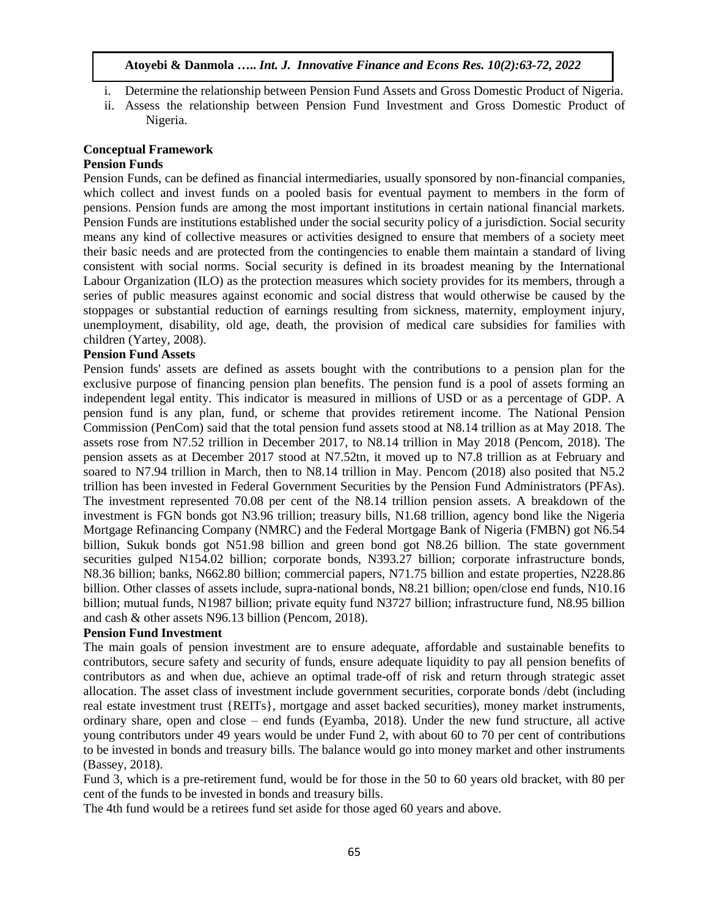i. Determine the relationship between Pension Fund Assets and Gross Domestic Product of Nigeria.
ii. Assess the relationship between Pension Fund Investment and Gross Domestic Product of Nigeria.

## Conceptual Framework

### Pension Funds

Pension Funds, can be defined as financial intermediaries, usually sponsored by non-financial companies, which collect and invest funds on a pooled basis for eventual payment to members in the form of pensions. Pension funds are among the most important institutions in certain national financial markets. Pension Funds are institutions established under the social security policy of a jurisdiction. Social security means any kind of collective measures or activities designed to ensure that members of a society meet their basic needs and are protected from the contingencies to enable them maintain a standard of living consistent with social norms. Social security is defined in its broadest meaning by the International Labour Organization (ILO) as the protection measures which society provides for its members, through a series of public measures against economic and social distress that would otherwise be caused by the stoppages or substantial reduction of earnings resulting from sickness, maternity, employment injury, unemployment, disability, old age, death, the provision of medical care subsidies for families with children (Yartey, 2008).

### Pension Fund Assets

Pension funds' assets are defined as assets bought with the contributions to a pension plan for the exclusive purpose of financing pension plan benefits. The pension fund is a pool of assets forming an independent legal entity. This indicator is measured in millions of USD or as a percentage of GDP. A pension fund is any plan, fund, or scheme that provides retirement income. The National Pension Commission (PenCom) said that the total pension fund assets stood at N8.14 trillion as at May 2018. The assets rose from N7.52 trillion in December 2017, to N8.14 trillion in May 2018 (Pencom, 2018). The pension assets as at December 2017 stood at N7.52tn, it moved up to N7.8 trillion as at February and soared to N7.94 trillion in March, then to N8.14 trillion in May. Pencom (2018) also posited that N5.2 trillion has been invested in Federal Government Securities by the Pension Fund Administrators (PFAs). The investment represented 70.08 per cent of the N8.14 trillion pension assets. A breakdown of the investment is FGN bonds got N3.96 trillion; treasury bills, N1.68 trillion, agency bond like the Nigeria Mortgage Refinancing Company (NMRC) and the Federal Mortgage Bank of Nigeria (FMBN) got N6.54 billion, Sukuk bonds got N51.98 billion and green bond got N8.26 billion. The state government securities gulped N154.02 billion; corporate bonds, N393.27 billion; corporate infrastructure bonds, N8.36 billion; banks, N662.80 billion; commercial papers, N71.75 billion and estate properties, N228.86 billion. Other classes of assets include, supra-national bonds, N8.21 billion; open/close end funds, N10.16 billion; mutual funds, N1987 billion; private equity fund N3727 billion; infrastructure fund, N8.95 billion and cash & other assets N96.13 billion (Pencom, 2018).

### Pension Fund Investment

The main goals of pension investment are to ensure adequate, affordable and sustainable benefits to contributors, secure safety and security of funds, ensure adequate liquidity to pay all pension benefits of contributors as and when due, achieve an optimal trade-off of risk and return through strategic asset allocation. The asset class of investment include government securities, corporate bonds /debt (including real estate investment trust {REITs}, mortgage and asset backed securities), money market instruments, ordinary share, open and close – end funds (Eyamba, 2018). Under the new fund structure, all active young contributors under 49 years would be under Fund 2, with about 60 to 70 per cent of contributions to be invested in bonds and treasury bills. The balance would go into money market and other instruments (Bassey, 2018).

Fund 3, which is a pre-retirement fund, would be for those in the 50 to 60 years old bracket, with 80 per cent of the funds to be invested in bonds and treasury bills.

The 4th fund would be a retirees fund set aside for those aged 60 years and above.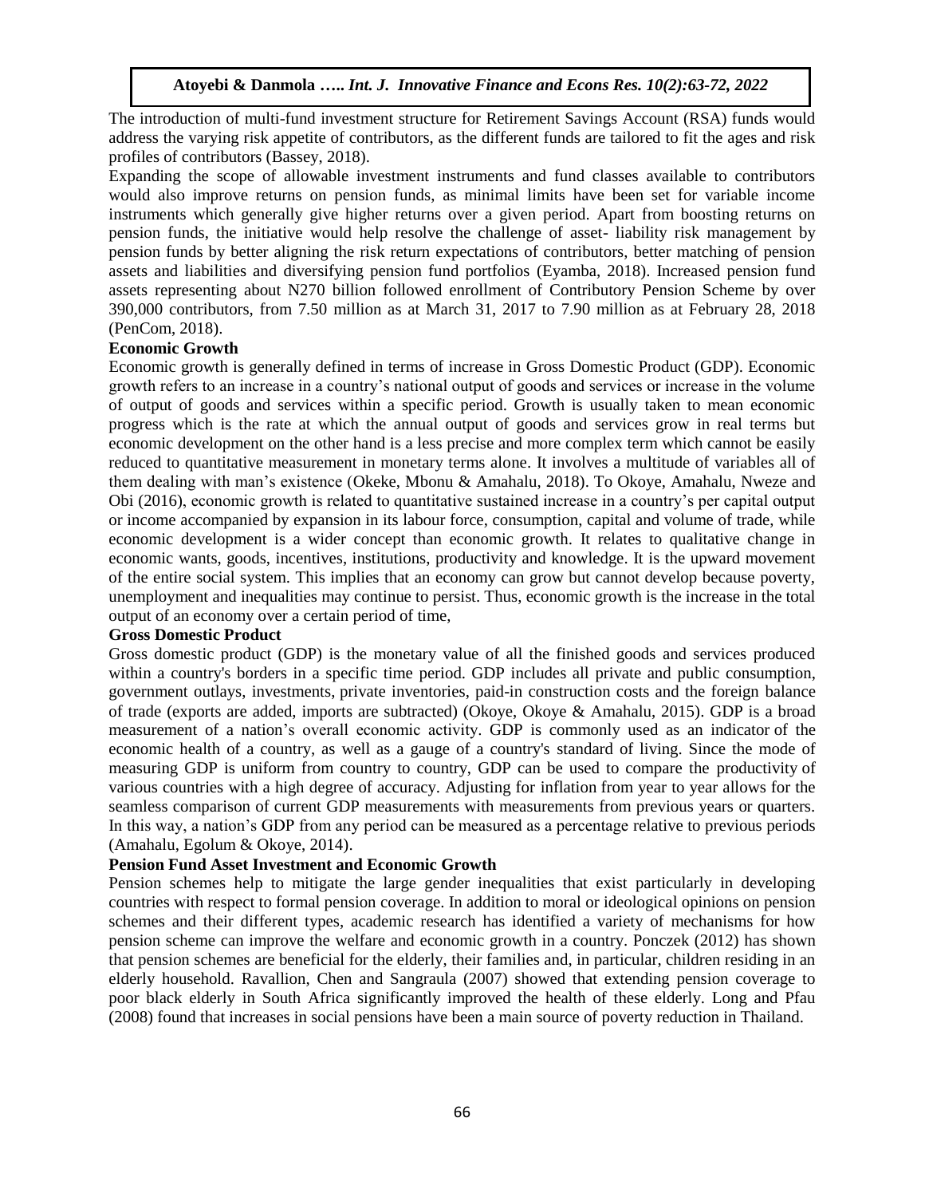The introduction of multi-fund investment structure for Retirement Savings Account (RSA) funds would address the varying risk appetite of contributors, as the different funds are tailored to fit the ages and risk profiles of contributors (Bassey, 2018).

Expanding the scope of allowable investment instruments and fund classes available to contributors would also improve returns on pension funds, as minimal limits have been set for variable income instruments which generally give higher returns over a given period. Apart from boosting returns on pension funds, the initiative would help resolve the challenge of asset- liability risk management by pension funds by better aligning the risk return expectations of contributors, better matching of pension assets and liabilities and diversifying pension fund portfolios (Eyamba, 2018). Increased pension fund assets representing about N270 billion followed enrollment of Contributory Pension Scheme by over 390,000 contributors, from 7.50 million as at March 31, 2017 to 7.90 million as at February 28, 2018 (PenCom, 2018).

**Economic Growth**

Economic growth is generally defined in terms of increase in Gross Domestic Product (GDP). Economic growth refers to an increase in a country's national output of goods and services or increase in the volume of output of goods and services within a specific period. Growth is usually taken to mean economic progress which is the rate at which the annual output of goods and services grow in real terms but economic development on the other hand is a less precise and more complex term which cannot be easily reduced to quantitative measurement in monetary terms alone. It involves a multitude of variables all of them dealing with man's existence (Okeke, Mbonu & Amahalu, 2018). To Okoye, Amahalu, Nweze and Obi (2016), economic growth is related to quantitative sustained increase in a country's per capital output or income accompanied by expansion in its labour force, consumption, capital and volume of trade, while economic development is a wider concept than economic growth. It relates to qualitative change in economic wants, goods, incentives, institutions, productivity and knowledge. It is the upward movement of the entire social system. This implies that an economy can grow but cannot develop because poverty, unemployment and inequalities may continue to persist. Thus, economic growth is the increase in the total output of an economy over a certain period of time,

**Gross Domestic Product**

Gross domestic product (GDP) is the monetary value of all the finished goods and services produced within a country's borders in a specific time period. GDP includes all private and public consumption, government outlays, investments, private inventories, paid-in construction costs and the foreign balance of trade (exports are added, imports are subtracted) (Okoye, Okoye & Amahalu, 2015). GDP is a broad measurement of a nation's overall economic activity. GDP is commonly used as an indicator of the economic health of a country, as well as a gauge of a country's standard of living. Since the mode of measuring GDP is uniform from country to country, GDP can be used to compare the productivity of various countries with a high degree of accuracy. Adjusting for inflation from year to year allows for the seamless comparison of current GDP measurements with measurements from previous years or quarters. In this way, a nation's GDP from any period can be measured as a percentage relative to previous periods (Amahalu, Egolum & Okoye, 2014).

**Pension Fund Asset Investment and Economic Growth**

Pension schemes help to mitigate the large gender inequalities that exist particularly in developing countries with respect to formal pension coverage. In addition to moral or ideological opinions on pension schemes and their different types, academic research has identified a variety of mechanisms for how pension scheme can improve the welfare and economic growth in a country. Ponczek (2012) has shown that pension schemes are beneficial for the elderly, their families and, in particular, children residing in an elderly household. Ravallion, Chen and Sangraula (2007) showed that extending pension coverage to poor black elderly in South Africa significantly improved the health of these elderly. Long and Pfau (2008) found that increases in social pensions have been a main source of poverty reduction in Thailand.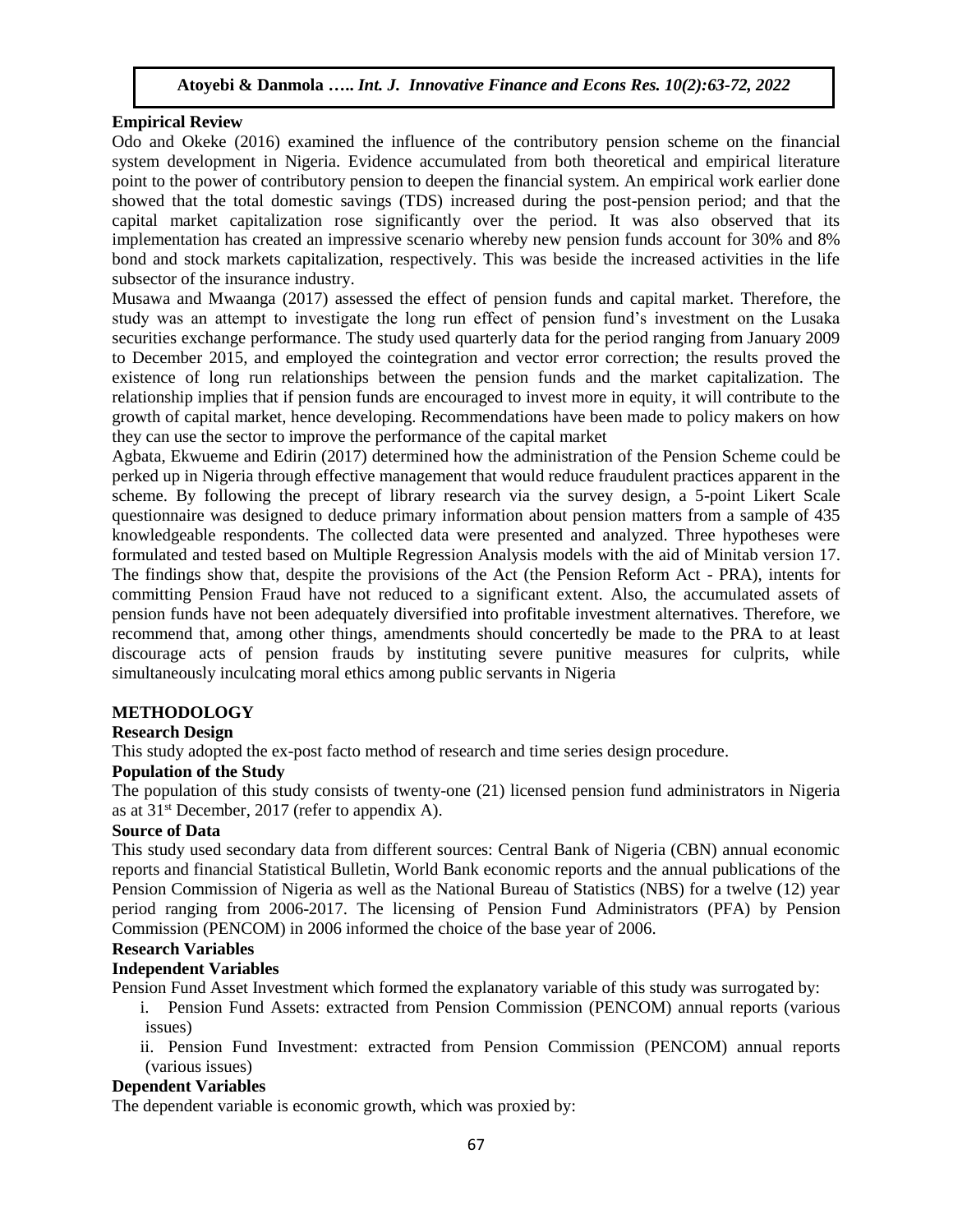**Empirical Review**

Odo and Okeke (2016) examined the influence of the contributory pension scheme on the financial system development in Nigeria. Evidence accumulated from both theoretical and empirical literature point to the power of contributory pension to deepen the financial system. An empirical work earlier done showed that the total domestic savings (TDS) increased during the post-pension period; and that the capital market capitalization rose significantly over the period. It was also observed that its implementation has created an impressive scenario whereby new pension funds account for 30% and 8% bond and stock markets capitalization, respectively. This was beside the increased activities in the life subsector of the insurance industry.

Musawa and Mwaanga (2017) assessed the effect of pension funds and capital market. Therefore, the study was an attempt to investigate the long run effect of pension fund's investment on the Lusaka securities exchange performance. The study used quarterly data for the period ranging from January 2009 to December 2015, and employed the cointegration and vector error correction; the results proved the existence of long run relationships between the pension funds and the market capitalization. The relationship implies that if pension funds are encouraged to invest more in equity, it will contribute to the growth of capital market, hence developing. Recommendations have been made to policy makers on how they can use the sector to improve the performance of the capital market

Agbata, Ekwueme and Edirin (2017) determined how the administration of the Pension Scheme could be perked up in Nigeria through effective management that would reduce fraudulent practices apparent in the scheme. By following the precept of library research via the survey design, a 5-point Likert Scale questionnaire was designed to deduce primary information about pension matters from a sample of 435 knowledgeable respondents. The collected data were presented and analyzed. Three hypotheses were formulated and tested based on Multiple Regression Analysis models with the aid of Minitab version 17. The findings show that, despite the provisions of the Act (the Pension Reform Act - PRA), intents for committing Pension Fraud have not reduced to a significant extent. Also, the accumulated assets of pension funds have not been adequately diversified into profitable investment alternatives. Therefore, we recommend that, among other things, amendments should concertedly be made to the PRA to at least discourage acts of pension frauds by instituting severe punitive measures for culprits, while simultaneously inculcating moral ethics among public servants in Nigeria

## METHODOLOGY

### Research Design

This study adopted the ex-post facto method of research and time series design procedure.

### Population of the Study

The population of this study consists of twenty-one (21) licensed pension fund administrators in Nigeria as at 31st December, 2017 (refer to appendix A).

### Source of Data

This study used secondary data from different sources: Central Bank of Nigeria (CBN) annual economic reports and financial Statistical Bulletin, World Bank economic reports and the annual publications of the Pension Commission of Nigeria as well as the National Bureau of Statistics (NBS) for a twelve (12) year period ranging from 2006-2017. The licensing of Pension Fund Administrators (PFA) by Pension Commission (PENCOM) in 2006 informed the choice of the base year of 2006.

### Research Variables

### Independent Variables

Pension Fund Asset Investment which formed the explanatory variable of this study was surrogated by:

i. Pension Fund Assets: extracted from Pension Commission (PENCOM) annual reports (various issues)

ii. Pension Fund Investment: extracted from Pension Commission (PENCOM) annual reports (various issues)

### Dependent Variables

The dependent variable is economic growth, which was proxied by: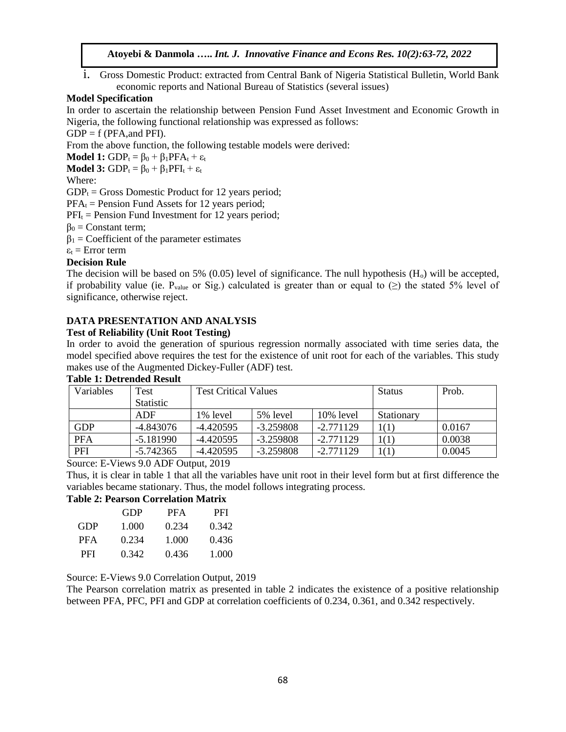i. Gross Domestic Product: extracted from Central Bank of Nigeria Statistical Bulletin, World Bank economic reports and National Bureau of Statistics (several issues)

**Model Specification**

In order to ascertain the relationship between Pension Fund Asset Investment and Economic Growth in Nigeria, the following functional relationship was expressed as follows:

GDP = f (PFA,and PFI).

From the above function, the following testable models were derived:

**Model 1:** $GDP_t = \beta_0 + \beta_1 PFA_t + \varepsilon_t$

**Model 3:** $GDP_t = \beta_0 + \beta_1 PFI_t + \varepsilon_t$

Where:

$GDP_t$ = Gross Domestic Product for 12 years period;

$PFA_t$ = Pension Fund Assets for 12 years period;

$PFI_t$ = Pension Fund Investment for 12 years period;

$\beta_0$ = Constant term;

$\beta_1$ = Coefficient of the parameter estimates

$\varepsilon_t$ = Error term

**Decision Rule**

The decision will be based on 5% (0.05) level of significance. The null hypothesis ($H_o$) will be accepted, if probability value (ie. $P_{value}$ or Sig.) calculated is greater than or equal to (≥) the stated 5% level of significance, otherwise reject.

## DATA PRESENTATION AND ANALYSIS

**Test of Reliability (Unit Root Testing)**

In order to avoid the generation of spurious regression normally associated with time series data, the model specified above requires the test for the existence of unit root for each of the variables. This study makes use of the Augmented Dickey-Fuller (ADF) test.

**Table 1: Detrended Result**

| Variables | Test Statistic | Test Critical Values | | | Status | Prob. |
|---|---|---|---|---|---|---|
| | ADF | 1% level | 5% level | 10% level | Stationary | |
| GDP | -4.843076 | -4.420595 | -3.259808 | -2.771129 | 1(1) | 0.0167 |
| PFA | -5.181990 | -4.420595 | -3.259808 | -2.771129 | 1(1) | 0.0038 |
| PFI | -5.742365 | -4.420595 | -3.259808 | -2.771129 | 1(1) | 0.0045 |

Source: E-Views 9.0 ADF Output, 2019

Thus, it is clear in table 1 that all the variables have unit root in their level form but at first difference the variables became stationary. Thus, the model follows integrating process.

**Table 2: Pearson Correlation Matrix**

| | GDP | PFA | PFI |
|---|---|---|---|
| GDP | 1.000 | 0.234 | 0.342 |
| PFA | 0.234 | 1.000 | 0.436 |
| PFI | 0.342 | 0.436 | 1.000 |

Source: E-Views 9.0 Correlation Output, 2019

The Pearson correlation matrix as presented in table 2 indicates the existence of a positive relationship between PFA, PFC, PFI and GDP at correlation coefficients of 0.234, 0.361, and 0.342 respectively.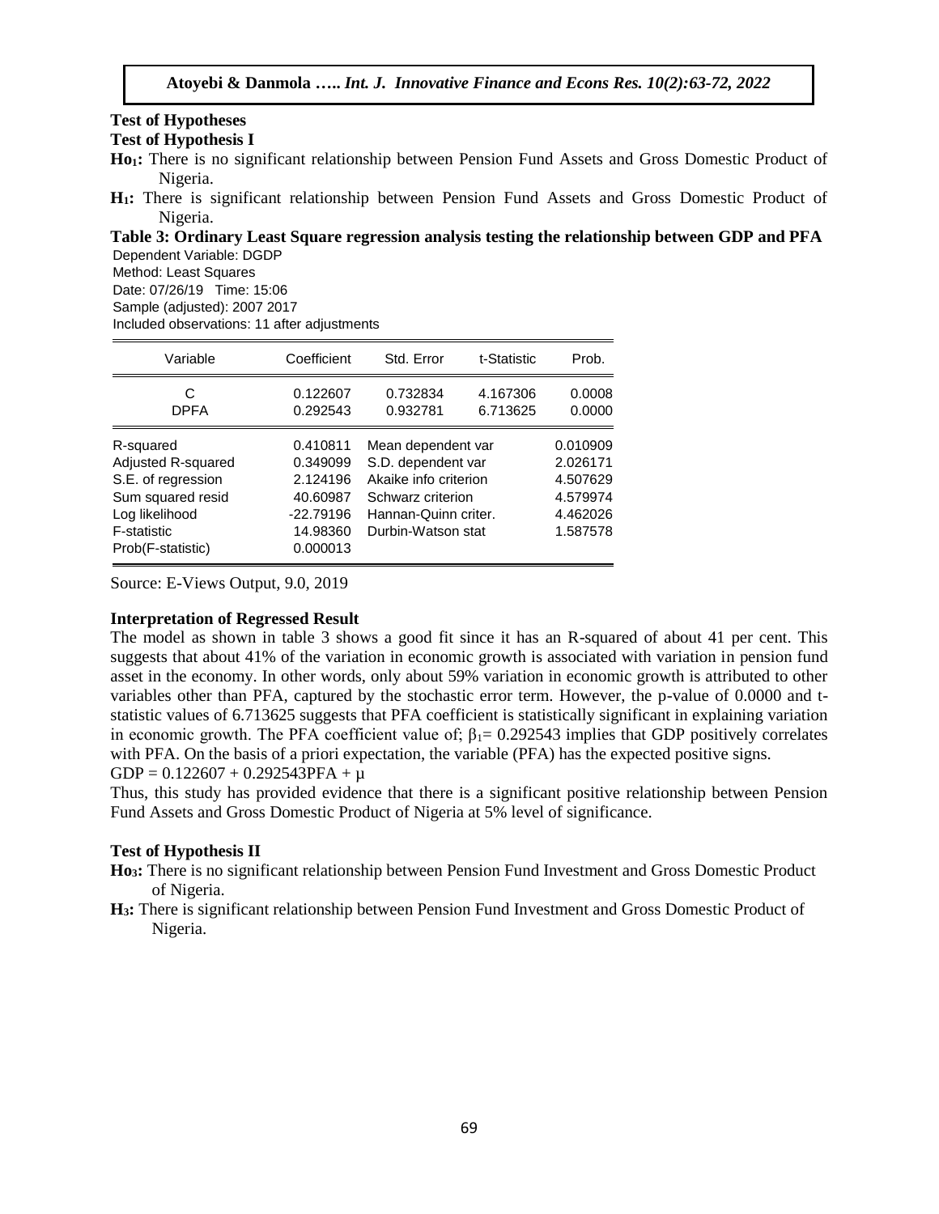**Test of Hypotheses**

**Test of Hypothesis I**

**$Ho_1$:** There is no significant relationship between Pension Fund Assets and Gross Domestic Product of Nigeria.

**$H_1$:** There is significant relationship between Pension Fund Assets and Gross Domestic Product of Nigeria.

**Table 3: Ordinary Least Square regression analysis testing the relationship between GDP and PFA**

Dependent Variable: DGDP
Method: Least Squares
Date: 07/26/19 Time: 15:06
Sample (adjusted): 2007 2017
Included observations: 11 after adjustments

| Variable | Coefficient | Std. Error | t-Statistic | Prob. |
|---|---|---|---|---|
| C | 0.122607 | 0.732834 | 4.167306 | 0.0008 |
| DPFA | 0.292543 | 0.932781 | 6.713625 | 0.0000 |

| | | | |
|---|---|---|---|
| R-squared | 0.410811 | Mean dependent var | 0.010909 |
| Adjusted R-squared | 0.349099 | S.D. dependent var | 2.026171 |
| S.E. of regression | 2.124196 | Akaike info criterion | 4.507629 |
| Sum squared resid | 40.60987 | Schwarz criterion | 4.579974 |
| Log likelihood | -22.79196 | Hannan-Quinn criter. | 4.462026 |
| F-statistic | 14.98360 | Durbin-Watson stat | 1.587578 |
| Prob(F-statistic) | 0.000013 | | |

Source: E-Views Output, 9.0, 2019

**Interpretation of Regressed Result**

The model as shown in table 3 shows a good fit since it has an R-squared of about 41 per cent. This suggests that about 41% of the variation in economic growth is associated with variation in pension fund asset in the economy. In other words, only about 59% variation in economic growth is attributed to other variables other than PFA, captured by the stochastic error term. However, the p-value of 0.0000 and t-statistic values of 6.713625 suggests that PFA coefficient is statistically significant in explaining variation in economic growth. The PFA coefficient value of; $\beta_1 = 0.292543$ implies that GDP positively correlates with PFA. On the basis of a priori expectation, the variable (PFA) has the expected positive signs.

$GDP = 0.122607 + 0.292543PFA + \mu$

Thus, this study has provided evidence that there is a significant positive relationship between Pension Fund Assets and Gross Domestic Product of Nigeria at 5% level of significance.

**Test of Hypothesis II**

**$Ho_3$:** There is no significant relationship between Pension Fund Investment and Gross Domestic Product of Nigeria.

**$H_3$:** There is significant relationship between Pension Fund Investment and Gross Domestic Product of Nigeria.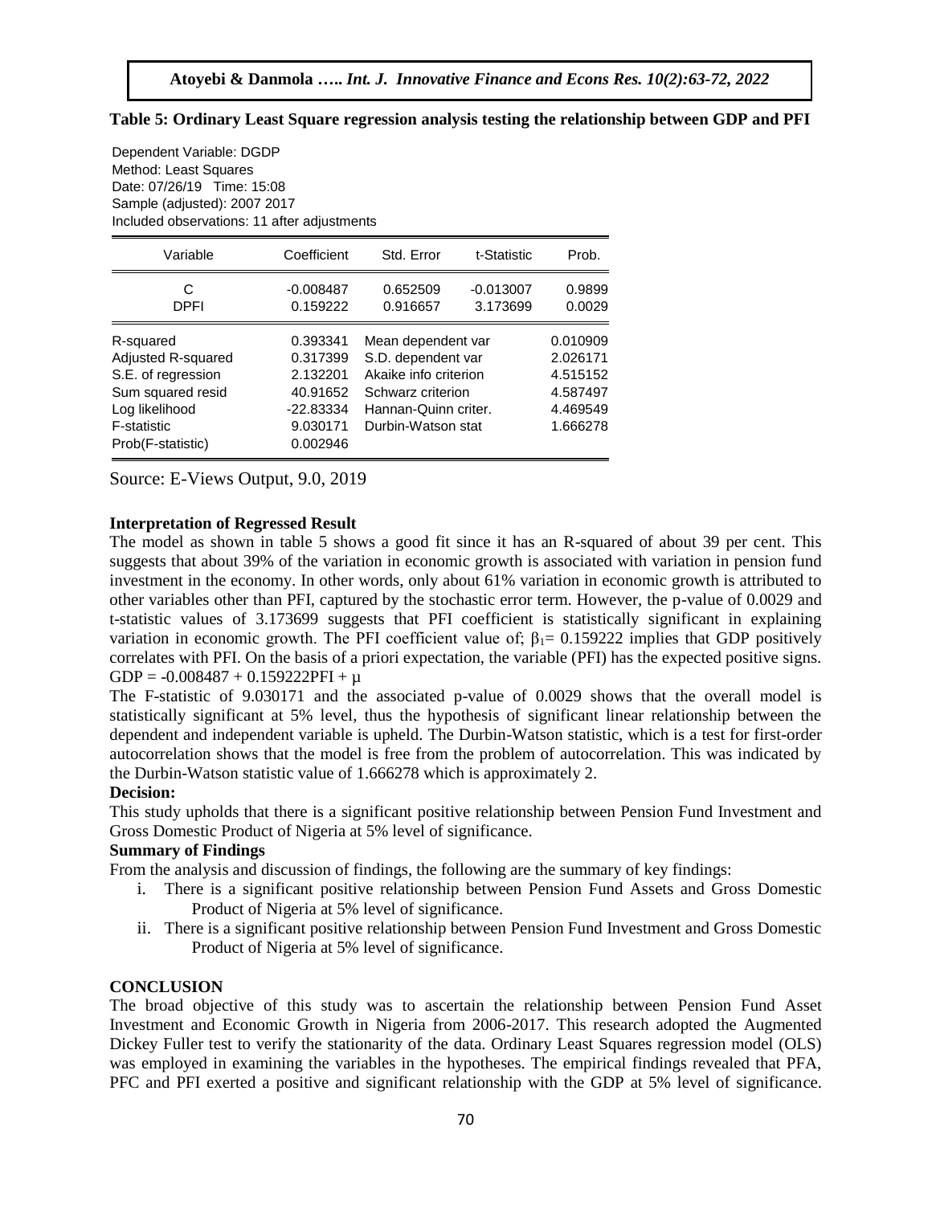**Table 5: Ordinary Least Square regression analysis testing the relationship between GDP and PFI**

Dependent Variable: DGDP
Method: Least Squares
Date: 07/26/19 Time: 15:08
Sample (adjusted): 2007 2017
Included observations: 11 after adjustments

| Variable | Coefficient | Std. Error | t-Statistic | Prob. |
|---|---|---|---|---|
| C | -0.008487 | 0.652509 | -0.013007 | 0.9899 |
| DPFI | 0.159222 | 0.916657 | 3.173699 | 0.0029 |

| | | | |
|---|---|---|---|
| R-squared | 0.393341 | Mean dependent var | 0.010909 |
| Adjusted R-squared | 0.317399 | S.D. dependent var | 2.026171 |
| S.E. of regression | 2.132201 | Akaike info criterion | 4.515152 |
| Sum squared resid | 40.91652 | Schwarz criterion | 4.587497 |
| Log likelihood | -22.83334 | Hannan-Quinn criter. | 4.469549 |
| F-statistic | 9.030171 | Durbin-Watson stat | 1.666278 |
| Prob(F-statistic) | 0.002946 | | |

Source: E-Views Output, 9.0, 2019

**Interpretation of Regressed Result**

The model as shown in table 5 shows a good fit since it has an R-squared of about 39 per cent. This suggests that about 39% of the variation in economic growth is associated with variation in pension fund investment in the economy. In other words, only about 61% variation in economic growth is attributed to other variables other than PFI, captured by the stochastic error term. However, the p-value of 0.0029 and t-statistic values of 3.173699 suggests that PFI coefficient is statistically significant in explaining variation in economic growth. The PFI coefficient value of; $\beta_1 = 0.159222$ implies that GDP positively correlates with PFI. On the basis of a priori expectation, the variable (PFI) has the expected positive signs.

$GDP = -0.008487 + 0.159222PFI + \mu$

The F-statistic of 9.030171 and the associated p-value of 0.0029 shows that the overall model is statistically significant at 5% level, thus the hypothesis of significant linear relationship between the dependent and independent variable is upheld. The Durbin-Watson statistic, which is a test for first-order autocorrelation shows that the model is free from the problem of autocorrelation. This was indicated by the Durbin-Watson statistic value of 1.666278 which is approximately 2.

**Decision:**

This study upholds that there is a significant positive relationship between Pension Fund Investment and Gross Domestic Product of Nigeria at 5% level of significance.

**Summary of Findings**

From the analysis and discussion of findings, the following are the summary of key findings:

i. There is a significant positive relationship between Pension Fund Assets and Gross Domestic Product of Nigeria at 5% level of significance.

ii. There is a significant positive relationship between Pension Fund Investment and Gross Domestic Product of Nigeria at 5% level of significance.

## CONCLUSION

The broad objective of this study was to ascertain the relationship between Pension Fund Asset Investment and Economic Growth in Nigeria from 2006-2017. This research adopted the Augmented Dickey Fuller test to verify the stationarity of the data. Ordinary Least Squares regression model (OLS) was employed in examining the variables in the hypotheses. The empirical findings revealed that PFA, PFC and PFI exerted a positive and significant relationship with the GDP at 5% level of significance.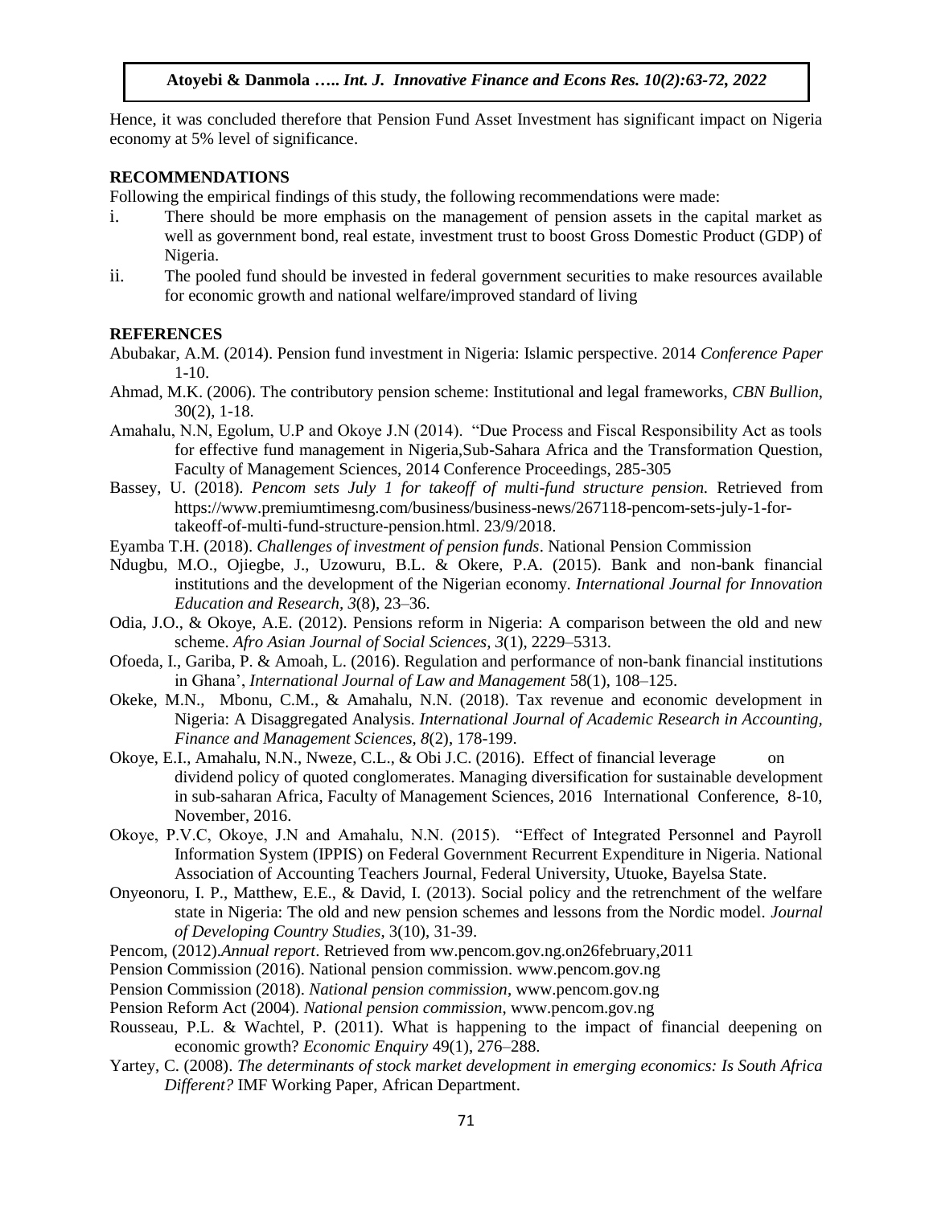Hence, it was concluded therefore that Pension Fund Asset Investment has significant impact on Nigeria economy at 5% level of significance.

## RECOMMENDATIONS

Following the empirical findings of this study, the following recommendations were made:

i. There should be more emphasis on the management of pension assets in the capital market as well as government bond, real estate, investment trust to boost Gross Domestic Product (GDP) of Nigeria.

ii. The pooled fund should be invested in federal government securities to make resources available for economic growth and national welfare/improved standard of living

## REFERENCES

Abubakar, A.M. (2014). Pension fund investment in Nigeria: Islamic perspective. 2014 *Conference Paper* 1-10.

Ahmad, M.K. (2006). The contributory pension scheme: Institutional and legal frameworks, *CBN Bullion*, 30(2), 1-18.

Amahalu, N.N, Egolum, U.P and Okoye J.N (2014). "Due Process and Fiscal Responsibility Act as tools for effective fund management in Nigeria,Sub-Sahara Africa and the Transformation Question, Faculty of Management Sciences, 2014 Conference Proceedings, 285-305

Bassey, U. (2018). *Pencom sets July 1 for takeoff of multi-fund structure pension.* Retrieved from https://www.premiumtimesng.com/business/business-news/267118-pencom-sets-july-1-for-takeoff-of-multi-fund-structure-pension.html. 23/9/2018.

Eyamba T.H. (2018). *Challenges of investment of pension funds*. National Pension Commission

Ndugbu, M.O., Ojiegbe, J., Uzowuru, B.L. & Okere, P.A. (2015). Bank and non-bank financial institutions and the development of the Nigerian economy. *International Journal for Innovation Education and Research, 3*(8), 23–36.

Odia, J.O., & Okoye, A.E. (2012). Pensions reform in Nigeria: A comparison between the old and new scheme. *Afro Asian Journal of Social Sciences, 3*(1), 2229–5313.

Ofoeda, I., Gariba, P. & Amoah, L. (2016). Regulation and performance of non-bank financial institutions in Ghana', *International Journal of Law and Management* 58(1), 108–125.

Okeke, M.N., Mbonu, C.M., & Amahalu, N.N. (2018). Tax revenue and economic development in Nigeria: A Disaggregated Analysis. *International Journal of Academic Research in Accounting, Finance and Management Sciences, 8*(2), 178-199.

Okoye, E.I., Amahalu, N.N., Nweze, C.L., & Obi J.C. (2016). Effect of financial leverage on dividend policy of quoted conglomerates. Managing diversification for sustainable development in sub-saharan Africa, Faculty of Management Sciences, 2016 International Conference, 8-10, November, 2016.

Okoye, P.V.C, Okoye, J.N and Amahalu, N.N. (2015). "Effect of Integrated Personnel and Payroll Information System (IPPIS) on Federal Government Recurrent Expenditure in Nigeria. National Association of Accounting Teachers Journal, Federal University, Utuoke, Bayelsa State.

Onyeonoru, I. P., Matthew, E.E., & David, I. (2013). Social policy and the retrenchment of the welfare state in Nigeria: The old and new pension schemes and lessons from the Nordic model. *Journal of Developing Country Studies*, 3(10), 31-39.

Pencom, (2012).*Annual report*. Retrieved from ww.pencom.gov.ng.on26february,2011

Pension Commission (2016). National pension commission. www.pencom.gov.ng

Pension Commission (2018). *National pension commission*, www.pencom.gov.ng

Pension Reform Act (2004). *National pension commission*, www.pencom.gov.ng

Rousseau, P.L. & Wachtel, P. (2011). What is happening to the impact of financial deepening on economic growth? *Economic Enquiry* 49(1), 276–288.

Yartey, C. (2008). *The determinants of stock market development in emerging economics: Is South Africa Different?* IMF Working Paper, African Department.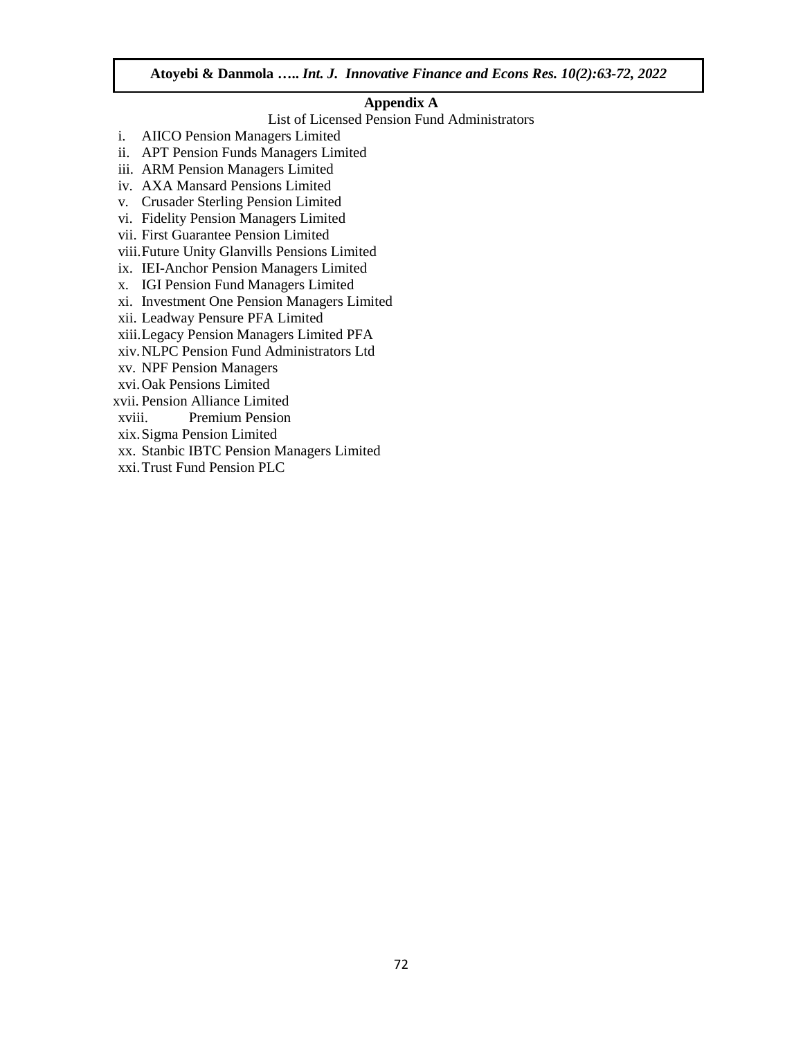## Appendix A

List of Licensed Pension Fund Administrators

i. AIICO Pension Managers Limited
ii. APT Pension Funds Managers Limited
iii. ARM Pension Managers Limited
iv. AXA Mansard Pensions Limited
v. Crusader Sterling Pension Limited
vi. Fidelity Pension Managers Limited
vii. First Guarantee Pension Limited
viii. Future Unity Glanvills Pensions Limited
ix. IEI-Anchor Pension Managers Limited
x. IGI Pension Fund Managers Limited
xi. Investment One Pension Managers Limited
xii. Leadway Pensure PFA Limited
xiii. Legacy Pension Managers Limited PFA
xiv. NLPC Pension Fund Administrators Ltd
xv. NPF Pension Managers
xvi. Oak Pensions Limited
xvii. Pension Alliance Limited
xviii. Premium Pension
xix. Sigma Pension Limited
xx. Stanbic IBTC Pension Managers Limited
xxi. Trust Fund Pension PLC